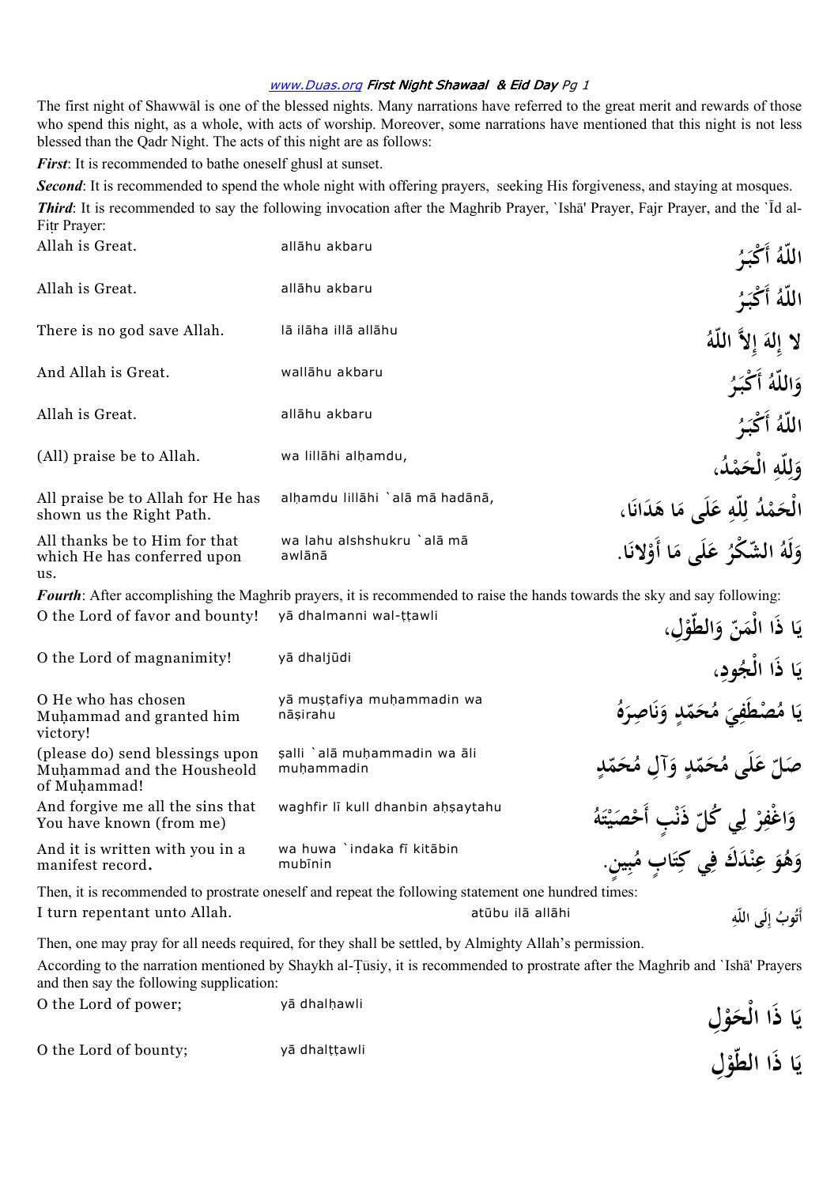The first night of Shawwāl is one of the blessed nights. Many narrations have referred to the great merit and rewards of those who spend this night, as a whole, with acts of worship. Moreover, some narrations have mentioned that this night is not less blessed than the Qadr Night. The acts of this night are as follows:

***First***: It is recommended to bathe oneself ghusl at sunset.

***Second***: It is recommended to spend the whole night with offering prayers, seeking His forgiveness, and staying at mosques.

***Third***: It is recommended to say the following invocation after the Maghrib Prayer, `Ishā' Prayer, Fajr Prayer, and the `Īd al-Fiṭr Prayer:

| | | |
|---|---|---|
| Allah is Great. | allāhu akbaru | اللّهُ أَكْبَرُ |
| Allah is Great. | allāhu akbaru | اللّهُ أَكْبَرُ |
| There is no god save Allah. | lā ilāha illā allāhu | لا إِلهَ إِلاَّ اللّهُ |
| And Allah is Great. | wallāhu akbaru | وَاللّهُ أَكْبَرُ |
| Allah is Great. | allāhu akbaru | اللّهُ أَكْبَرُ |
| (All) praise be to Allah. | wa lillāhi alḥamdu, | وَلِلّهِ الْحَمْدُ، |
| All praise be to Allah for He has shown us the Right Path. | alḥamdu lillāhi `alā mā hadānā, | الْحَمْدُ لِلّهِ عَلَى مَا هَدَانَا، |
| All thanks be to Him for that which He has conferred upon us. | wa lahu alshshukru `alā mā awlānā | وَلَهُ الشّكْرُ عَلَى مَا أَوْلانَا. |

***Fourth***: After accomplishing the Maghrib prayers, it is recommended to raise the hands towards the sky and say following:

| | | |
|---|---|---|
| O the Lord of favor and bounty! | yā dhalmanni wal-ṭṭawli | يَا ذَا الْمَنّ وَالطّوْلِ، |
| O the Lord of magnanimity! | yā dhaljūdi | يَا ذَا الْجُودِ، |
| O He who has chosen Muḥammad and granted him victory! | yā muṣṭafiya muḥammadin wa nāṣirahu | يَا مُصْطَفِيَ مُحَمّدٍ وَنَاصِرَهُ |
| (please do) send blessings upon Muḥammad and the Househeold of Muḥammad! | ṣalli `alā muḥammadin wa āli muḥammadin | صَلّ عَلَى مُحَمّدٍ وَآلِ مُحَمّدٍ |
| And forgive me all the sins that You have known (from me) | waghfir lī kull dhanbin aḥṣaytahu | وَاغْفِرْ لِي كُلّ ذَنْبٍ أَحْصَيْتَهُ |
| And it is written with you in a manifest record. | wa huwa `indaka fī kitābin mubīnin | وَهُوَ عِنْدَكَ فِي كِتَابٍ مُبِينٍ. |

Then, it is recommended to prostrate oneself and repeat the following statement one hundred times:

| | | |
|---|---|---|
| I turn repentant unto Allah. | atūbu ilā allāhi | أَتُوبُ إِلَى اللّهِ |

Then, one may pray for all needs required, for they shall be settled, by Almighty Allah's permission.

According to the narration mentioned by Shaykh al-Ṭūsiy, it is recommended to prostrate after the Maghrib and `Ishā' Prayers and then say the following supplication:

| | | |
|---|---|---|
| O the Lord of power; | yā dhalḥawli | يَا ذَا الْحَوْلِ |
| O the Lord of bounty; | yā dhalṭṭawli | يَا ذَا الطّوْلِ |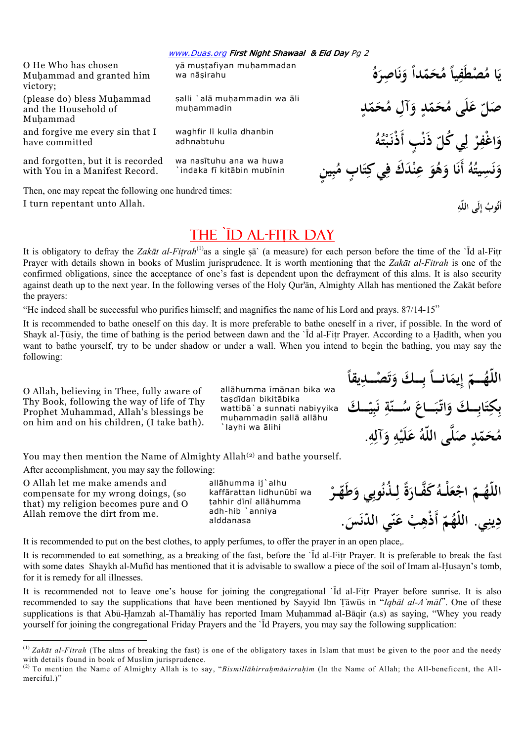| | | |
|---|---|---|
| O He Who has chosen Muḥammad and granted him victory; | yā muṣṭafiyan muḥammadan wa nāṣirahu | يَا مُصْطَفِياً مُحَمّداً وَنَاصِرَهُ |
| (please do) bless Muḥammad and the Household of Muḥammad | ṣalli `alā muḥammadin wa āli muḥammadin | صَلِّ عَلَى مُحَمّدٍ وَآلِ مُحَمّدٍ |
| and forgive me every sin that I have committed | waghfir lī kulla dhanbin adhnabtuhu | وَاغْفِرْ لِي كُلّ ذَنْبٍ أَذْنَبْتُهُ |
| and forgotten, but it is recorded with You in a Manifest Record. | wa nasītuhu ana wa huwa `indaka fī kitābin mubīnin | وَنَسِيتُهُ أَنَا وَهُوَ عِنْدَكَ فِي كِتَابٍ مُبِينٍ |

Then, one may repeat the following one hundred times:

| | |
|---|---|
| I turn repentant unto Allah. | أَتُوبُ إِلَى اللّهِ |

## THE `ĪD AL-FIṬR DAY

It is obligatory to defray the *Zakāt al-Fiṭrah*[1] as a single ṣā` (a measure) for each person before the time of the `Īd al-Fiṭr Prayer with details shown in books of Muslim jurisprudence. It is worth mentioning that the *Zakāt al-Fitrah* is one of the confirmed obligations, since the acceptance of one's fast is dependent upon the defrayment of this alms. It is also security against death up to the next year. In the following verses of the Holy Qur'ān, Almighty Allah has mentioned the Zakāt before the prayers:

"He indeed shall be successful who purifies himself; and magnifies the name of his Lord and prays. 87/14-15"

It is recommended to bathe oneself on this day. It is more preferable to bathe oneself in a river, if possible. In the word of Shayk al-Ṭūsiy, the time of bathing is the period between dawn and the `Īd al-Fiṭr Prayer. According to a Ḥadīth, when you want to bathe yourself, try to be under shadow or under a wall. When you intend to begin the bathing, you may say the following:

| | | |
|---|---|---|
| O Allah, believing in Thee, fully aware of Thy Book, following the way of life of Thy Prophet Muhammad, Allah's blessings be on him and on his children, (I take bath). | allāhumma īmānan bika wa taṣdīdan bikitābika wattibā`a sunnati nabiyyika muḥammadin ṣallā allāhu `layhi wa ālihi | اللّهُمّ إِيمَاناً بِكَ وَتَصْدِيقاً بِكِتَابِكَ وَاتّبَاعَ سُنّةِ نَبِيّكَ مُحَمّدٍ صَلّى اللّهُ عَلَيْهِ وَآلِهِ. |

You may then mention the Name of Almighty Allah[2] and bathe yourself.

After accomplishment, you may say the following:

| | | |
|---|---|---|
| O Allah let me make amends and compensate for my wrong doings, (so that) my religion becomes pure and O Allah remove the dirt from me. | allāhumma ij`alhu kaffārattan lidhunūbī wa ṭahhir dīnī allāhumma adh-hib `anniya alddanasa | اللّهُمّ اجْعَلْهُ كَفّارَةً لِذُنُوبِي وَطَهّرْ دِينِي. اللّهُمّ أَذْهِبْ عَنّي الدّنَسَ. |

It is recommended to put on the best clothes, to apply perfumes, to offer the prayer in an open place,.

It is recommended to eat something, as a breaking of the fast, before the `Īd al-Fiṭr Prayer. It is preferable to break the fast with some dates Shaykh al-Mufīd has mentioned that it is advisable to swallow a piece of the soil of Imam al-Ḥusayn's tomb, for it is remedy for all illnesses.

It is recommended not to leave one's house for joining the congregational `Īd al-Fiṭr Prayer before sunrise. It is also recommended to say the supplications that have been mentioned by Sayyid Ibn Ṭāwūs in "*Iqbāl al-A`māl*". One of these supplications is that Abū-Ḥamzah al-Thamāliy has reported Imam Muḥammad al-Bāqir (a.s) as saying, "Whey you ready yourself for joining the congregational Friday Prayers and the `Īd Prayers, you may say the following supplication:

---

[1] *Zakāt al-Fitrah* (The alms of breaking the fast) is one of the obligatory taxes in Islam that must be given to the poor and the needy with details found in book of Muslim jurisprudence.

[2] To mention the Name of Almighty Allah is to say, "*Bismillāhirraḥmānirraḥīm* (In the Name of Allah; the All-beneficent, the All-merciful.)"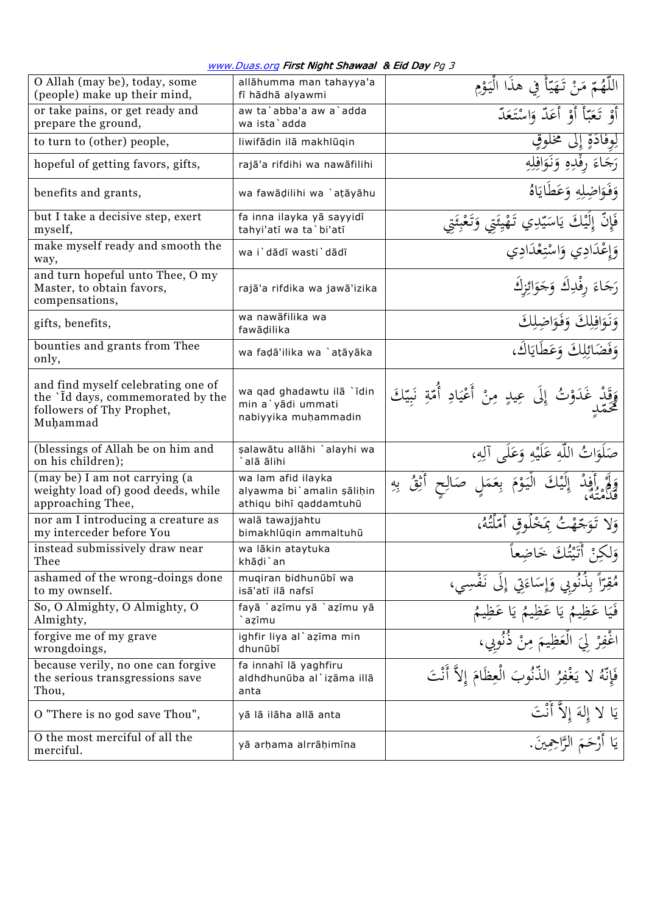| O Allah (may be), today, some (people) make up their mind, | allāhumma man tahayya'a fī hādhā alyawmi | اللّهُمّ مَنْ تَهَيّأَ فِي هذَا الْيَوْمِ |
|---|---|---|
| or take pains, or get ready and prepare the ground, | aw ta`abba'a aw a`adda wa ista`adda | أَوْ تَعَبّأَ أَوْ أَعَدّ وَاسْتَعَدّ |
| to turn to (other) people, | liwifādin ilā makhlūqin | لِوِفادَةٍ إِلى مَخلوقٍ |
| hopeful of getting favors, gifts, | rajā'a rifdihi wa nawāfilihi | رَجَاءَ رِفْدِهِ وَنَوَافِلِهِ |
| benefits and grants, | wa fawāḍilihi wa `aṭāyāhu | وَفَوَاضِلِهِ وَعَطَايَاهُ |
| but I take a decisive step, exert myself, | fa inna ilayka yā sayyidī tahyi'atī wa ta`bi'atī | فَإِنّ إِلَيْكَ يَاسَيّدِي تَهْيِئَتِي وَتَعْبِئَتِي |
| make myself ready and smooth the way, | wa i`dādī wasti`dādī | وَإِعْدَادِي وَاسْتِعْدَادِي |
| and turn hopeful unto Thee, O my Master, to obtain favors, compensations, | rajā'a rifdika wa jawā'izika | رَجَاءَ رِفْدِكَ وَجَوَائِزِكَ |
| gifts, benefits, | wa nawāfilika wa fawāḍilika | وَنَوَافِلِكَ وَفَوَاضِلِكَ |
| bounties and grants from Thee only, | wa faḍā'ilika wa `aṭāyāka | وَفَضَائِلِكَ وَعَطَايَاكَ، |
| and find myself celebrating one of the `Īd days, commemorated by the followers of Thy Prophet, Muḥammad | wa qad ghadawtu ilā `īdin min a`yādi ummati nabiyyika muḥammadin | وَقَدْ غَدَوْتُ إِلَى عِيدٍ مِنْ أَعْيَادِ أُمّةِ نَبِيّكَ مُحَمّدٍ |
| (blessings of Allah be on him and on his children); | ṣalawātu allāhi `alayhi wa `alā ālihi | صَلَوَاتُ اللّهِ عَلَيْهِ وَعَلَى آلِهِ، |
| (may be) I am not carrying (a weighty load of) good deeds, while approaching Thee, | wa lam afid ilayka alyawma bi`amalin ṣāliḥin athiqu bihī qaddamtuhū | وَلَمْ أَفِدْ إِلَيْكَ الْيَوْمَ بِعَمَلٍ صَالِحٍ أَثِقُ بِهِ قَدّمْتُهُ، |
| nor am I introducing a creature as my interceder before You | walā tawajjahtu bimakhlūqin ammaltuhū | وَلا تَوَجّهْتُ بِمَخْلُوقٍ أَمّلْتُهُ، |
| instead submissively draw near Thee | wa lākin ataytuka khāḍi`an | وَلكِنْ أَتَيْتُكَ خَاضِعاً |
| ashamed of the wrong-doings done to my ownself. | muqiran bidhunūbī wa isā'atī ilā nafsī | مُقِرّاً بِذُنُوبِي وَإِسَاءَتِي إِلَى نَفْسِي، |
| So, O Almighty, O Almighty, O Almighty, | fayā `aẓīmu yā `aẓīmu yā `aẓīmu | فَيَا عَظِيمُ يَا عَظِيمُ يَا عَظِيمُ |
| forgive me of my grave wrongdoings, | ighfir liya al`aẓīma min dhunūbī | اغْفِرْ لِيَ الْعَظِيمَ مِنْ ذُنُوبِي، |
| because verily, no one can forgive the serious transgressions save Thou, | fa innahū lā yaghfiru aldhdhunūba al`iẓāma illā anta | فَإِنّهُ لا يَغْفِرُ الذّنُوبَ الْعِظَامَ إِلاّ أَنْتَ |
| O "There is no god save Thou", | yā lā ilāha allā anta | يَا لا إِلهَ إِلاّ أَنْتَ |
| O the most merciful of all the merciful. | yā arḥama alrrāḥimīna | يَا أَرْحَمَ الرَّاحِمِينَ. |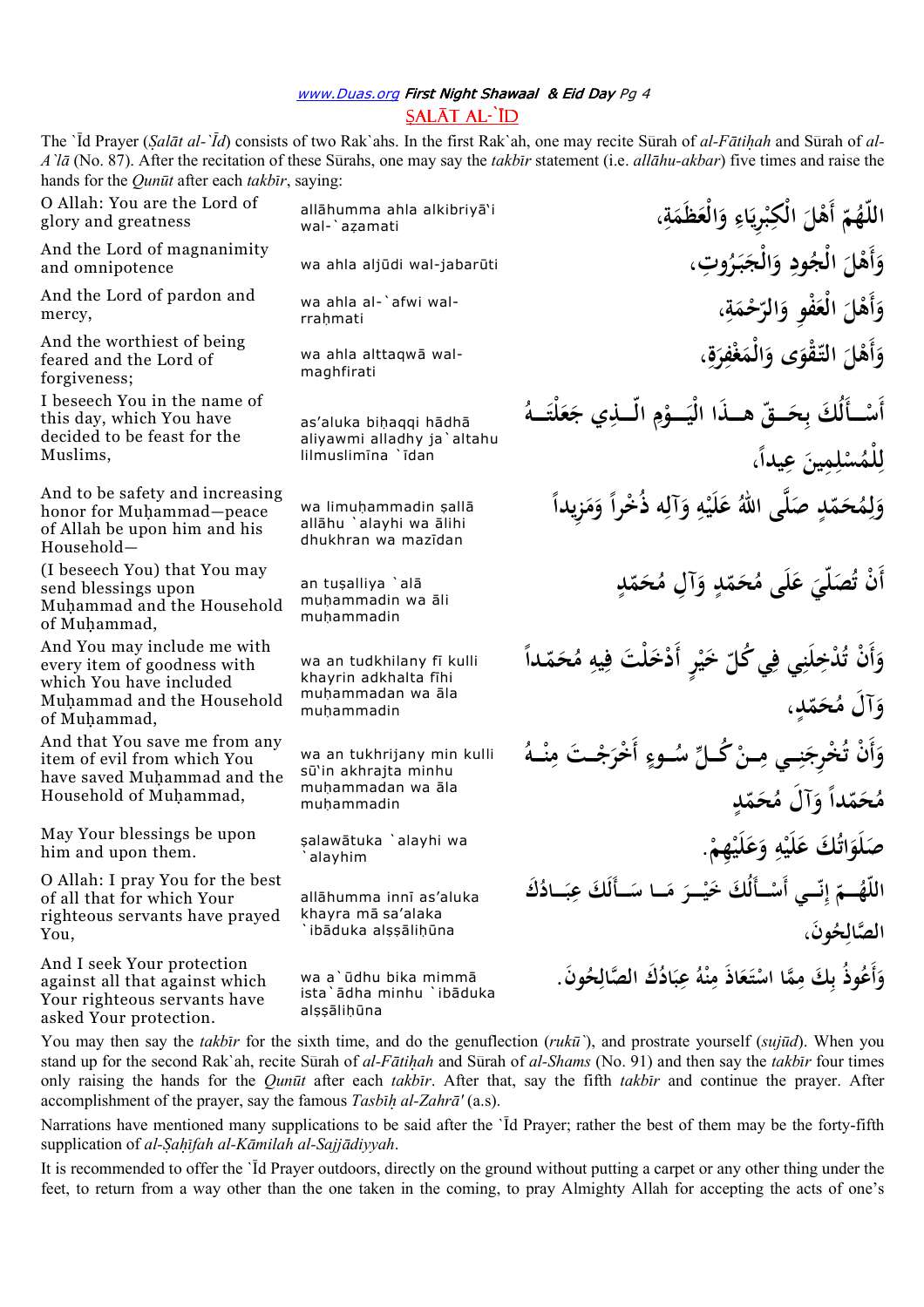## ṢALĀT AL-`ĪD

The `Īd Prayer (*Ṣalāt al-`Īd*) consists of two Rak`ahs. In the first Rak`ah, one may recite Sūrah of *al-Fātiḥah* and Sūrah of *al-A`lā* (No. 87). After the recitation of these Sūrahs, one may say the *takbīr* statement (i.e. *allāhu-akbar*) five times and raise the hands for the *Qunūt* after each *takbīr*, saying:

| | | |
|---|---|---|
| O Allah: You are the Lord of glory and greatness | allāhumma ahla alkibriyā'i wal-`aẓamati | اللّهُمّ أَهْلَ الْكِبْرِيَاءِ وَالْعَظَمَةِ، |
| And the Lord of magnanimity and omnipotence | wa ahla aljūdi wal-jabarūti | وَأَهْلَ الْجُودِ وَالْجَبَرُوتِ، |
| And the Lord of pardon and mercy, | wa ahla al-`afwi wal-rraḥmati | وَأَهْلَ الْعَفْوِ وَالرّحْمَةِ، |
| And the worthiest of being feared and the Lord of forgiveness; | wa ahla alttaqwā wal-maghfirati | وَأَهْلَ التّقْوَى وَالْمَغْفِرَةِ، |
| I beseech You in the name of this day, which You have decided to be feast for the Muslims, | as'aluka biḥaqqi hādhā aliyawmi alladhy ja`altahu lilmuslimīna `īdan | أَسْأَلُكَ بِحَقّ هذَا الْيَوْمِ الّذِي جَعَلْتَهُ لِلْمُسْلِمِينَ عِيداً، |
| And to be safety and increasing honor for Muḥammad—peace of Allah be upon him and his Household— | wa limuḥammadin ṣallā allāhu `alayhi wa ālihi dhukhran wa mazīdan | وَلِمُحَمّدٍ صَلَّى اللهُ عَلَيْهِ وَآلِهِ ذُخْراً وَمَزِيداً |
| (I beseech You) that You may send blessings upon Muḥammad and the Household of Muḥammad, | an tuṣalliya `alā muḥammadin wa āli muḥammadin | أَنْ تُصَلّيَ عَلَى مُحَمّدٍ وَآلِ مُحَمّدٍ |
| And You may include me with every item of goodness with which You have included Muḥammad and the Household of Muḥammad, | wa an tudkhilany fī kulli khayrin adkhalta fīhi muḥammadan wa āla muḥammadin | وَأَنْ تُدْخِلَنِي فِي كُلّ خَيْرٍ أَدْخَلْتَ فِيهِ مُحَمّداً وَآلَ مُحَمّدٍ، |
| And that You save me from any item of evil from which You have saved Muḥammad and the Household of Muḥammad, | wa an tukhrijany min kulli sū'in akhrajta minhu muḥammadan wa āla muḥammadin | وَأَنْ تُخْرِجَنِي مِنْ كُلّ سُوءٍ أَخْرَجْتَ مِنْهُ مُحَمّداً وَآلَ مُحَمّدٍ |
| May Your blessings be upon him and upon them. | ṣalawātuka `alayhi wa `alayhim | صَلَوَاتُكَ عَلَيْهِ وَعَلَيْهِمْ. |
| O Allah: I pray You for the best of all that for which Your righteous servants have prayed You, | allāhumma innī as'aluka khayra mā sa'alaka `ibāduka alṣṣāliḥūna | اللّهُمّ إِنّي أَسْأَلُكَ خَيْرَ مَا سَأَلَكَ عِبَادُكَ الصَّالِحُونَ، |
| And I seek Your protection against all that against which Your righteous servants have asked Your protection. | wa a`ūdhu bika mimmā ista`ādha minhu `ibāduka alṣṣāliḥūna | وَأَعُوذُ بِكَ مِمَّا اسْتَعَاذَ مِنْهُ عِبَادُكَ الصَّالِحُونَ. |

You may then say the *takbīr* for the sixth time, and do the genuflection (*rukū`*), and prostrate yourself (*sujūd*). When you stand up for the second Rak`ah, recite Sūrah of *al-Fātiḥah* and Sūrah of *al-Shams* (No. 91) and then say the *takbīr* four times only raising the hands for the *Qunūt* after each *takbīr*. After that, say the fifth *takbīr* and continue the prayer. After accomplishment of the prayer, say the famous *Tasbīḥ al-Zahrā'* (a.s).

Narrations have mentioned many supplications to be said after the `Īd Prayer; rather the best of them may be the forty-fifth supplication of *al-Ṣaḥīfah al-Kāmilah al-Sajjādiyyah*.

It is recommended to offer the `Īd Prayer outdoors, directly on the ground without putting a carpet or any other thing under the feet, to return from a way other than the one taken in the coming, to pray Almighty Allah for accepting the acts of one's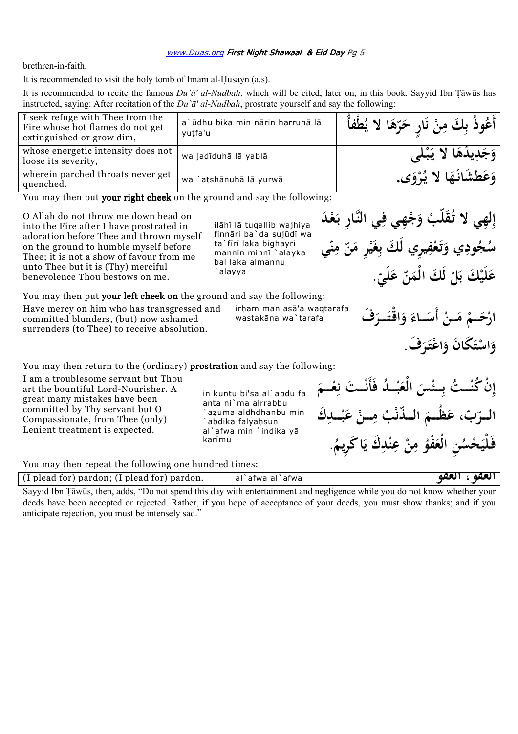brethren-in-faith.

It is recommended to visit the holy tomb of Imam al-Ḥusayn (a.s).

It is recommended to recite the famous *Du`ā' al-Nudbah*, which will be cited, later on, in this book. Sayyid Ibn Ṭāwūs has instructed, saying: After recitation of the *Du`ā' al-Nudbah*, prostrate yourself and say the following:

| | | |
|---|---|---|
| I seek refuge with Thee from the Fire whose hot flames do not get extinguished or grow dim, | a`ūdhu bika min nārin ḥarruhā lā yuṭfa'u | أَعُوذُ بِكَ مِنْ نَارٍ حَرّهَا لا يُطْفَأُ |
| whose energetic intensity does not loose its severity, | wa jadīduhā lā yablā | وَجَدِيدُهَا لا يَبْلى |
| wherein parched throats never get quenched. | wa `aṭshānuhā lā yurwā | وَعَطْشَانُهَا لا يُرْوَى. |

You may then put **your right cheek** on the ground and say the following:

| | | |
|---|---|---|
| O Allah do not throw me down head on into the Fire after I have prostrated in adoration before Thee and thrown myself on the ground to humble myself before Thee; it is not a show of favour from me unto Thee but it is (Thy) merciful benevolence Thou bestows on me. | ilāhī lā tuqallib wajhiya finnāri ba`da sujūdī wa ta`fīrī laka bighayri mannin minnī `alayka bal laka almannu `alayya | إِلهِي لا تُقَلّبْ وَجْهِي فِي النَّارِ بَعْدَ سُجُودِي وَتَعْفِيرِي لَكَ بِغَيْرِ مَنّ مِنّي عَلَيْكَ بَلْ لَكَ الْمَنّ عَلَيّ. |

You may then put **your left cheek on** the ground and say the following:

| | | |
|---|---|---|
| Have mercy on him who has transgressed and committed blunders, (but) now ashamed surrenders (to Thee) to receive absolution. | irḥam man asā'a waqtarafa wastakāna wa`tarafa | ارْحَمْ مَنْ أَسَاءَ وَاقْتَرَفَ وَاسْتَكَانَ وَاعْتَرَفَ. |

You may then return to the (ordinary) **prostration** and say the following:

| | | |
|---|---|---|
| I am a troublesome servant but Thou art the bountiful Lord-Nourisher. A great many mistakes have been committed by Thy servant but O Compassionate, from Thee (only) Lenient treatment is expected. | in kuntu bi'sa al`abdu fa anta ni`ma alrrabbu `aẓuma aldhdhanbu min `abdika falyaḥsun al`afwa min `indika yā karīmu | إِنْ كُنْتُ بِئْسَ الْعَبْدُ فَأَنْتَ نِعْمَ الرّبّ، عَظُمَ الذّنْبُ مِنْ عَبْدِكَ فَلْيَحْسُنِ الْعَفْوُ مِنْ عِنْدِكَ يَا كَرِيمُ. |

You may then repeat the following one hundred times:

| | | |
|---|---|---|
| (I plead for) pardon; (I plead for) pardon. | al`afwa al`afwa | العفو، العفو |

Sayyid Ibn Ṭāwūs, then, adds, "Do not spend this day with entertainment and negligence while you do not know whether your deeds have been accepted or rejected. Rather, if you hope of acceptance of your deeds, you must show thanks; and if you anticipate rejection, you must be intensely sad."